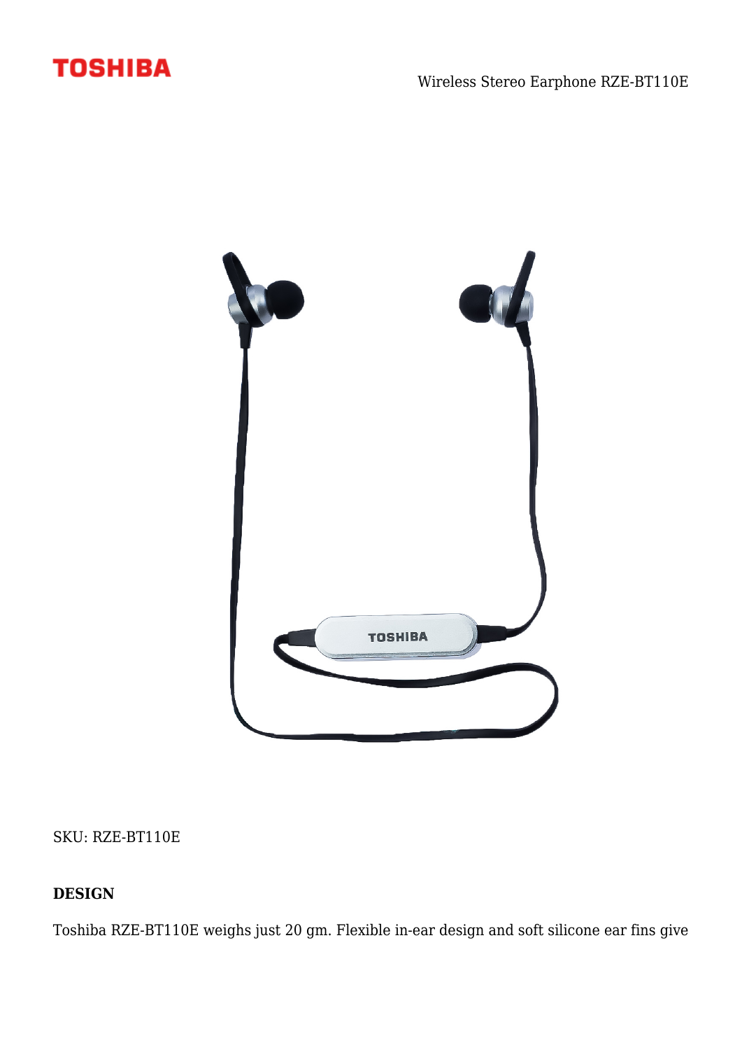TOSHIBA

Wireless Stereo Earphone RZE-BT110E

SKU: RZE-BT110E

**DESIGN**

Toshiba RZE-BT110E weighs just 20 gm. Flexible in-ear design and soft silicone ear fins give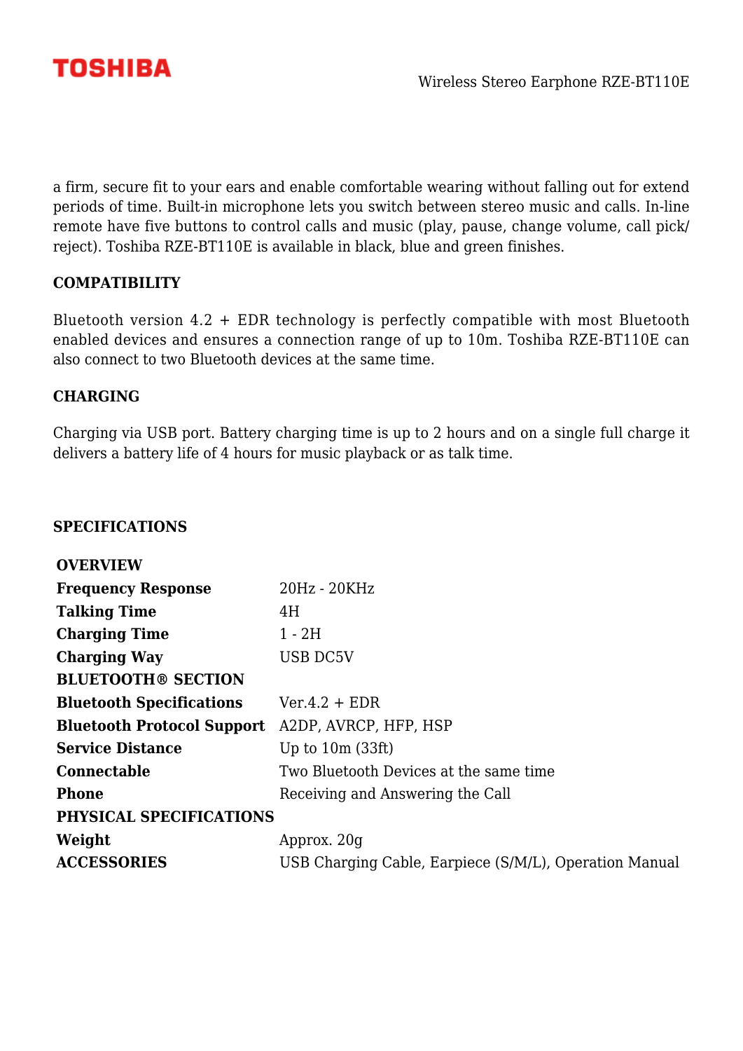a firm, secure fit to your ears and enable comfortable wearing without falling out for extend periods of time. Built-in microphone lets you switch between stereo music and calls. In-line remote have five buttons to control calls and music (play, pause, change volume, call pick/reject). Toshiba RZE-BT110E is available in black, blue and green finishes.

**COMPATIBILITY**

Bluetooth version 4.2 + EDR technology is perfectly compatible with most Bluetooth enabled devices and ensures a connection range of up to 10m. Toshiba RZE-BT110E can also connect to two Bluetooth devices at the same time.

**CHARGING**

Charging via USB port. Battery charging time is up to 2 hours and on a single full charge it delivers a battery life of 4 hours for music playback or as talk time.

**SPECIFICATIONS**

| | |
|---|---|
| **OVERVIEW** | |
| **Frequency Response** | 20Hz - 20KHz |
| **Talking Time** | 4H |
| **Charging Time** | 1 - 2H |
| **Charging Way** | USB DC5V |
| **BLUETOOTH® SECTION** | |
| **Bluetooth Specifications** | Ver.4.2 + EDR |
| **Bluetooth Protocol Support** | A2DP, AVRCP, HFP, HSP |
| **Service Distance** | Up to 10m (33ft) |
| **Connectable** | Two Bluetooth Devices at the same time |
| **Phone** | Receiving and Answering the Call |
| **PHYSICAL SPECIFICATIONS** | |
| **Weight** | Approx. 20g |
| **ACCESSORIES** | USB Charging Cable, Earpiece (S/M/L), Operation Manual |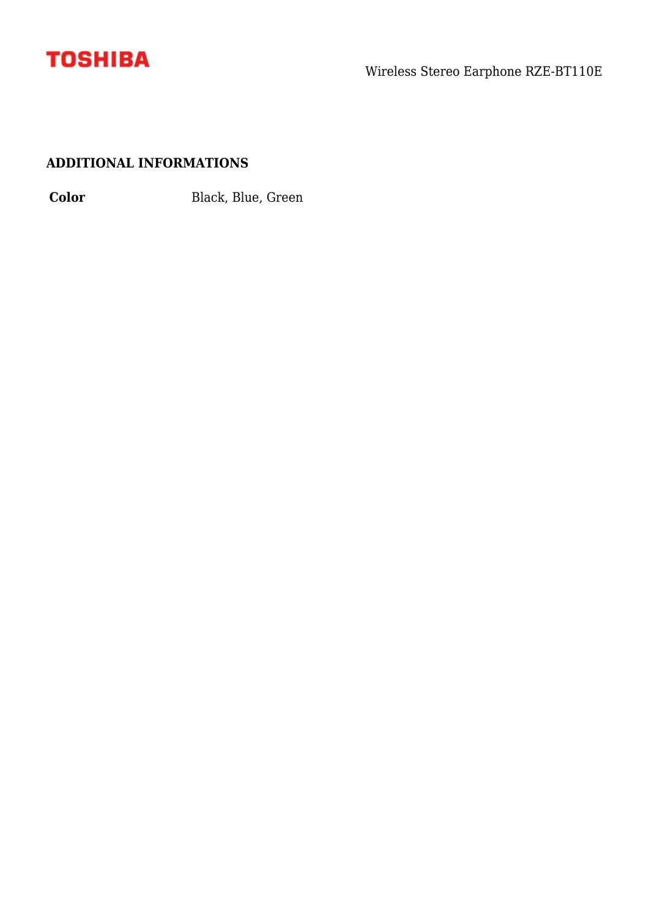## ADDITIONAL INFORMATIONS

| | |
|---|---|
| **Color** | Black, Blue, Green |